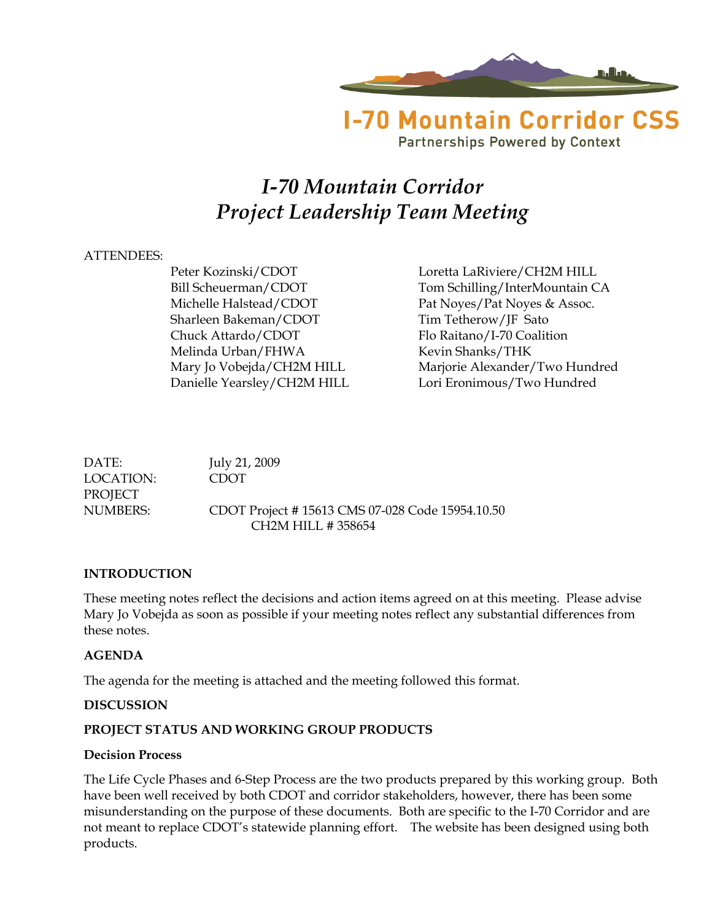I-70 Mountain Corridor CSS

Partnerships Powered by Context

# *I-70 Mountain Corridor Project Leadership Team Meeting*

ATTENDEES:

Peter Kozinski/CDOT
Bill Scheuerman/CDOT
Michelle Halstead/CDOT
Sharleen Bakeman/CDOT
Chuck Attardo/CDOT
Melinda Urban/FHWA
Mary Jo Vobejda/CH2M HILL
Danielle Yearsley/CH2M HILL
Loretta LaRiviere/CH2M HILL
Tom Schilling/InterMountain CA
Pat Noyes/Pat Noyes & Assoc.
Tim Tetherow/JF Sato
Flo Raitano/I-70 Coalition
Kevin Shanks/THK
Marjorie Alexander/Two Hundred
Lori Eronimous/Two Hundred

DATE: July 21, 2009
LOCATION: CDOT
PROJECT NUMBERS: CDOT Project # 15613 CMS 07-028 Code 15954.10.50
CH2M HILL # 358654

**INTRODUCTION**

These meeting notes reflect the decisions and action items agreed on at this meeting. Please advise Mary Jo Vobejda as soon as possible if your meeting notes reflect any substantial differences from these notes.

**AGENDA**

The agenda for the meeting is attached and the meeting followed this format.

**DISCUSSION**

**PROJECT STATUS AND WORKING GROUP PRODUCTS**

**Decision Process**

The Life Cycle Phases and 6-Step Process are the two products prepared by this working group. Both have been well received by both CDOT and corridor stakeholders, however, there has been some misunderstanding on the purpose of these documents. Both are specific to the I-70 Corridor and are not meant to replace CDOT's statewide planning effort. The website has been designed using both products.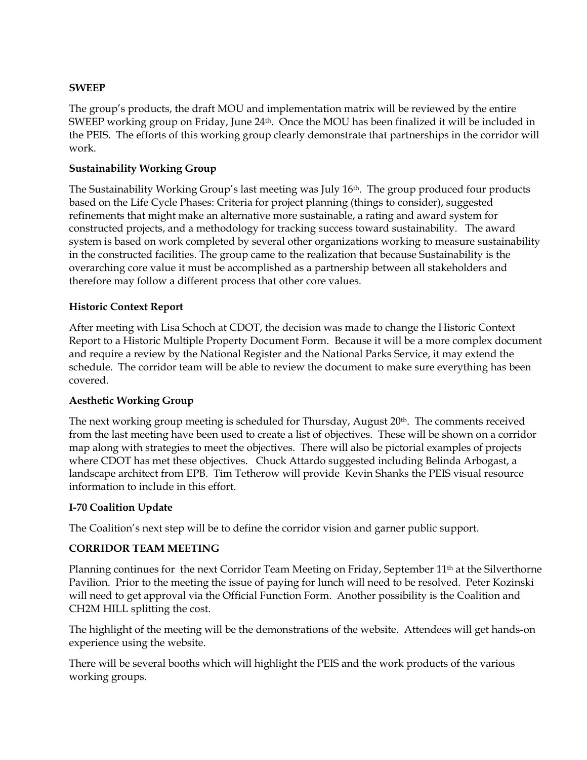**SWEEP**

The group's products, the draft MOU and implementation matrix will be reviewed by the entire SWEEP working group on Friday, June 24th. Once the MOU has been finalized it will be included in the PEIS. The efforts of this working group clearly demonstrate that partnerships in the corridor will work.

**Sustainability Working Group**

The Sustainability Working Group's last meeting was July 16th. The group produced four products based on the Life Cycle Phases: Criteria for project planning (things to consider), suggested refinements that might make an alternative more sustainable, a rating and award system for constructed projects, and a methodology for tracking success toward sustainability. The award system is based on work completed by several other organizations working to measure sustainability in the constructed facilities. The group came to the realization that because Sustainability is the overarching core value it must be accomplished as a partnership between all stakeholders and therefore may follow a different process that other core values.

**Historic Context Report**

After meeting with Lisa Schoch at CDOT, the decision was made to change the Historic Context Report to a Historic Multiple Property Document Form. Because it will be a more complex document and require a review by the National Register and the National Parks Service, it may extend the schedule. The corridor team will be able to review the document to make sure everything has been covered.

**Aesthetic Working Group**

The next working group meeting is scheduled for Thursday, August 20th. The comments received from the last meeting have been used to create a list of objectives. These will be shown on a corridor map along with strategies to meet the objectives. There will also be pictorial examples of projects where CDOT has met these objectives. Chuck Attardo suggested including Belinda Arbogast, a landscape architect from EPB. Tim Tetherow will provide Kevin Shanks the PEIS visual resource information to include in this effort.

**I-70 Coalition Update**

The Coalition's next step will be to define the corridor vision and garner public support.

**CORRIDOR TEAM MEETING**

Planning continues for the next Corridor Team Meeting on Friday, September 11th at the Silverthorne Pavilion. Prior to the meeting the issue of paying for lunch will need to be resolved. Peter Kozinski will need to get approval via the Official Function Form. Another possibility is the Coalition and CH2M HILL splitting the cost.

The highlight of the meeting will be the demonstrations of the website. Attendees will get hands-on experience using the website.

There will be several booths which will highlight the PEIS and the work products of the various working groups.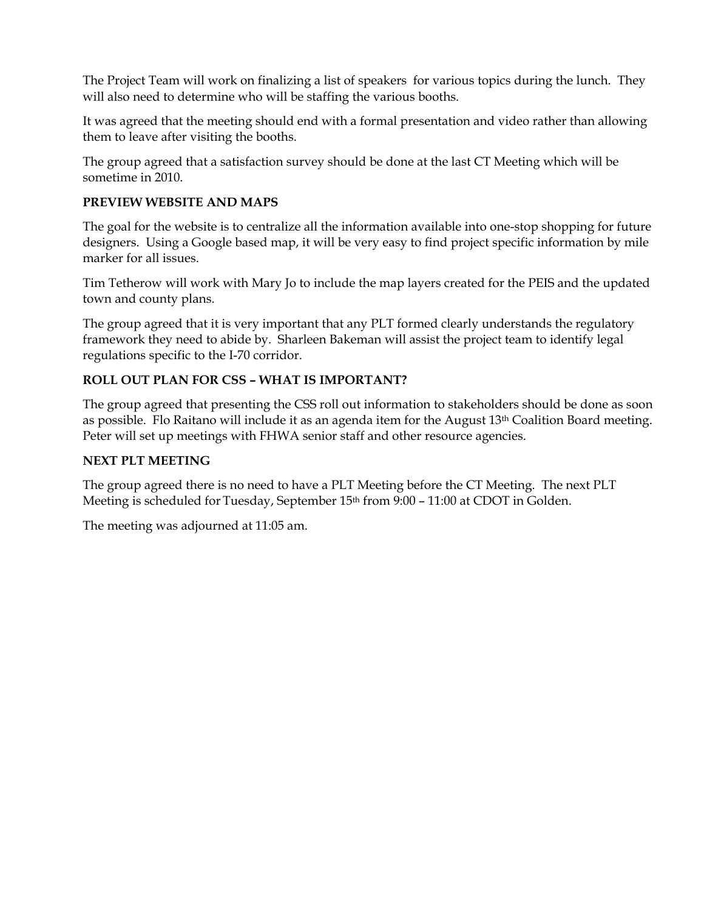The Project Team will work on finalizing a list of speakers for various topics during the lunch. They will also need to determine who will be staffing the various booths.

It was agreed that the meeting should end with a formal presentation and video rather than allowing them to leave after visiting the booths.

The group agreed that a satisfaction survey should be done at the last CT Meeting which will be sometime in 2010.

**PREVIEW WEBSITE AND MAPS**

The goal for the website is to centralize all the information available into one-stop shopping for future designers. Using a Google based map, it will be very easy to find project specific information by mile marker for all issues.

Tim Tetherow will work with Mary Jo to include the map layers created for the PEIS and the updated town and county plans.

The group agreed that it is very important that any PLT formed clearly understands the regulatory framework they need to abide by. Sharleen Bakeman will assist the project team to identify legal regulations specific to the I-70 corridor.

**ROLL OUT PLAN FOR CSS – WHAT IS IMPORTANT?**

The group agreed that presenting the CSS roll out information to stakeholders should be done as soon as possible. Flo Raitano will include it as an agenda item for the August 13th Coalition Board meeting. Peter will set up meetings with FHWA senior staff and other resource agencies.

**NEXT PLT MEETING**

The group agreed there is no need to have a PLT Meeting before the CT Meeting. The next PLT Meeting is scheduled for Tuesday, September 15th from 9:00 – 11:00 at CDOT in Golden.

The meeting was adjourned at 11:05 am.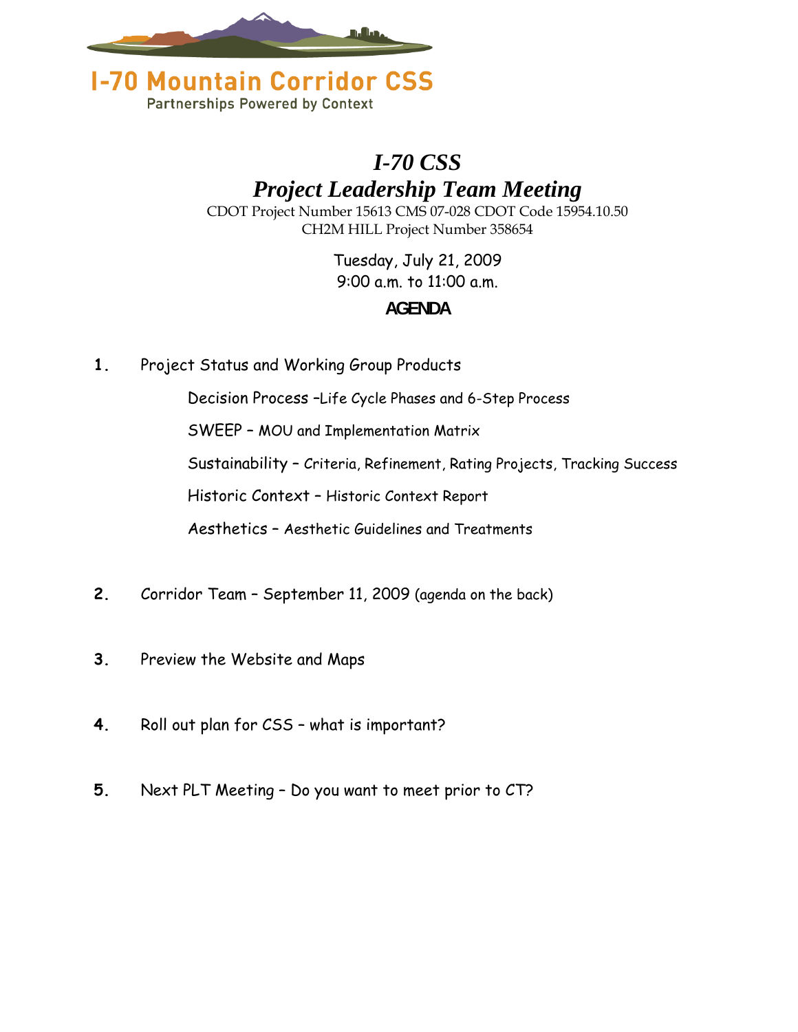I-70 Mountain Corridor CSS

Partnerships Powered by Context

# *I-70 CSS*
# *Project Leadership Team Meeting*

CDOT Project Number 15613 CMS 07-028 CDOT Code 15954.10.50
CH2M HILL Project Number 358654

Tuesday, July 21, 2009
9:00 a.m. to 11:00 a.m.

**AGENDA**

1. Project Status and Working Group Products

   Decision Process –Life Cycle Phases and 6-Step Process

   SWEEP – MOU and Implementation Matrix

   Sustainability – Criteria, Refinement, Rating Projects, Tracking Success

   Historic Context – Historic Context Report

   Aesthetics – Aesthetic Guidelines and Treatments

2. Corridor Team – September 11, 2009 (agenda on the back)

3. Preview the Website and Maps

4. Roll out plan for CSS – what is important?

5. Next PLT Meeting – Do you want to meet prior to CT?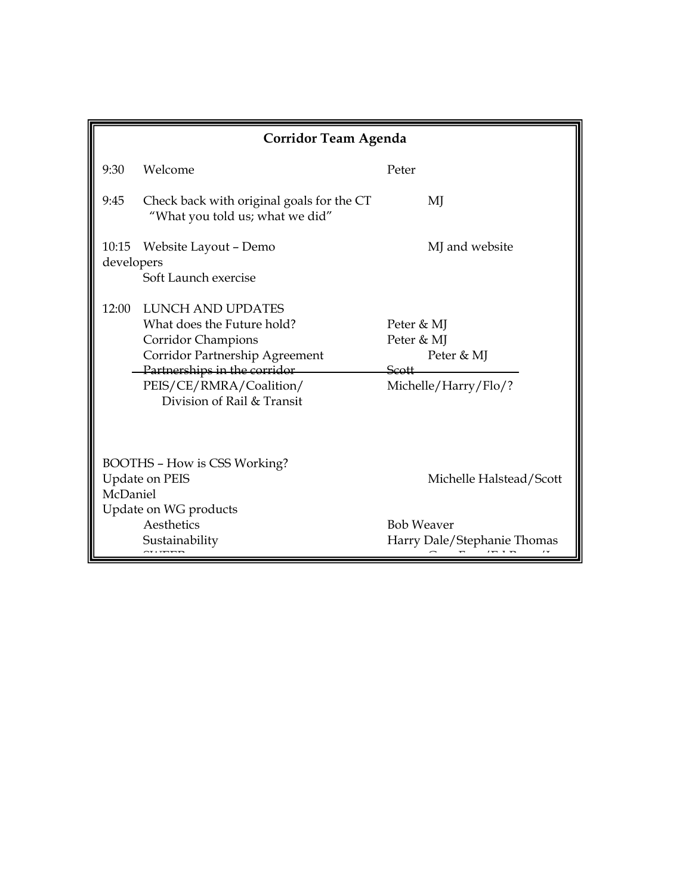## Corridor Team Agenda

| | | |
|---|---|---|
| 9:30 | Welcome | Peter |
| 9:45 | Check back with original goals for the CT "What you told us; what we did" | MJ |
| 10:15 | Website Layout – Demo<br>Soft Launch exercise | MJ and website developers |
| 12:00 | LUNCH AND UPDATES | |
| | What does the Future hold? | Peter & MJ |
| | Corridor Champions | Peter & MJ |
| | Corridor Partnership Agreement | Peter & MJ |
| | ~~Partnerships in the corridor~~ | ~~Scott~~ |
| | PEIS/CE/RMRA/Coalition/ Division of Rail & Transit | Michelle/Harry/Flo/? |

BOOTHS – How is CSS Working?

| | |
|---|---|
| Update on PEIS | Michelle Halstead/Scott McDaniel |
| Update on WG products | |
| Aesthetics | Bob Weaver |
| Sustainability | Harry Dale/Stephanie Thomas |